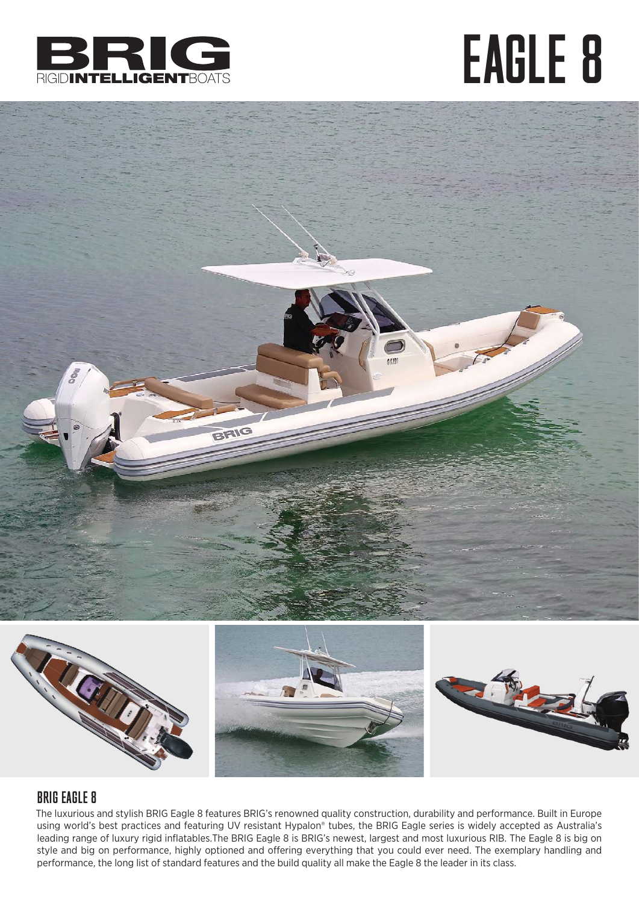BRIG
RIGID**INTELLIGENT**BOATS

# EAGLE 8

## BRIG EAGLE 8

The luxurious and stylish BRIG Eagle 8 features BRIG's renowned quality construction, durability and performance. Built in Europe using world's best practices and featuring UV resistant Hypalon® tubes, the BRIG Eagle series is widely accepted as Australia's leading range of luxury rigid inflatables.The BRIG Eagle 8 is BRIG's newest, largest and most luxurious RIB. The Eagle 8 is big on style and big on performance, highly optioned and offering everything that you could ever need. The exemplary handling and performance, the long list of standard features and the build quality all make the Eagle 8 the leader in its class.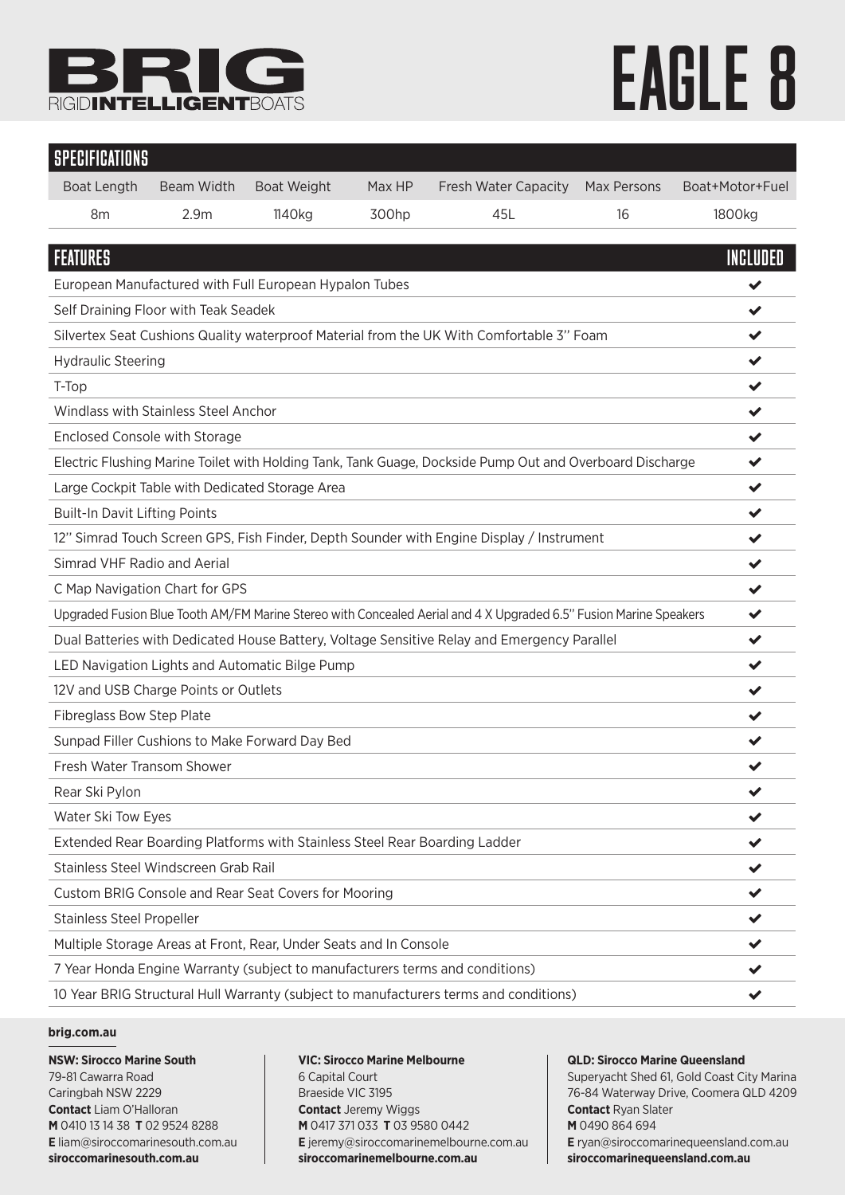# BRIG
RIGID**INTELLIGENT**BOATS

# EAGLE 8

## SPECIFICATIONS

| Boat Length | Beam Width | Boat Weight | Max HP | Fresh Water Capacity | Max Persons | Boat+Motor+Fuel |
|---|---|---|---|---|---|---|
| 8m | 2.9m | 1140kg | 300hp | 45L | 16 | 1800kg |

## FEATURES

| FEATURES | INCLUDED |
|---|---|
| European Manufactured with Full European Hypalon Tubes | ✔ |
| Self Draining Floor with Teak Seadek | ✔ |
| Silvertex Seat Cushions Quality waterproof Material from the UK With Comfortable 3" Foam | ✔ |
| Hydraulic Steering | ✔ |
| T-Top | ✔ |
| Windlass with Stainless Steel Anchor | ✔ |
| Enclosed Console with Storage | ✔ |
| Electric Flushing Marine Toilet with Holding Tank, Tank Guage, Dockside Pump Out and Overboard Discharge | ✔ |
| Large Cockpit Table with Dedicated Storage Area | ✔ |
| Built-In Davit Lifting Points | ✔ |
| 12" Simrad Touch Screen GPS, Fish Finder, Depth Sounder with Engine Display / Instrument | ✔ |
| Simrad VHF Radio and Aerial | ✔ |
| C Map Navigation Chart for GPS | ✔ |
| Upgraded Fusion Blue Tooth AM/FM Marine Stereo with Concealed Aerial and 4 X Upgraded 6.5" Fusion Marine Speakers | ✔ |
| Dual Batteries with Dedicated House Battery, Voltage Sensitive Relay and Emergency Parallel | ✔ |
| LED Navigation Lights and Automatic Bilge Pump | ✔ |
| 12V and USB Charge Points or Outlets | ✔ |
| Fibreglass Bow Step Plate | ✔ |
| Sunpad Filler Cushions to Make Forward Day Bed | ✔ |
| Fresh Water Transom Shower | ✔ |
| Rear Ski Pylon | ✔ |
| Water Ski Tow Eyes | ✔ |
| Extended Rear Boarding Platforms with Stainless Steel Rear Boarding Ladder | ✔ |
| Stainless Steel Windscreen Grab Rail | ✔ |
| Custom BRIG Console and Rear Seat Covers for Mooring | ✔ |
| Stainless Steel Propeller | ✔ |
| Multiple Storage Areas at Front, Rear, Under Seats and In Console | ✔ |
| 7 Year Honda Engine Warranty (subject to manufacturers terms and conditions) | ✔ |
| 10 Year BRIG Structural Hull Warranty (subject to manufacturers terms and conditions) | ✔ |

**brig.com.au**

**NSW: Sirocco Marine South**
79-81 Cawarra Road
Caringbah NSW 2229
**Contact** Liam O'Halloran
**M** 0410 13 14 38 **T** 02 9524 8288
**E** liam@siroccomarinesouth.com.au
**siroccomarinesouth.com.au**

**VIC: Sirocco Marine Melbourne**
6 Capital Court
Braeside VIC 3195
**Contact** Jeremy Wiggs
**M** 0417 371 033 **T** 03 9580 0442
**E** jeremy@siroccomarinemelbourne.com.au
**siroccomarinemelbourne.com.au**

**QLD: Sirocco Marine Queensland**
Superyacht Shed 61, Gold Coast City Marina
76-84 Waterway Drive, Coomera QLD 4209
**Contact** Ryan Slater
**M** 0490 864 694
**E** ryan@siroccomarinequeensland.com.au
**siroccomarinequeensland.com.au**